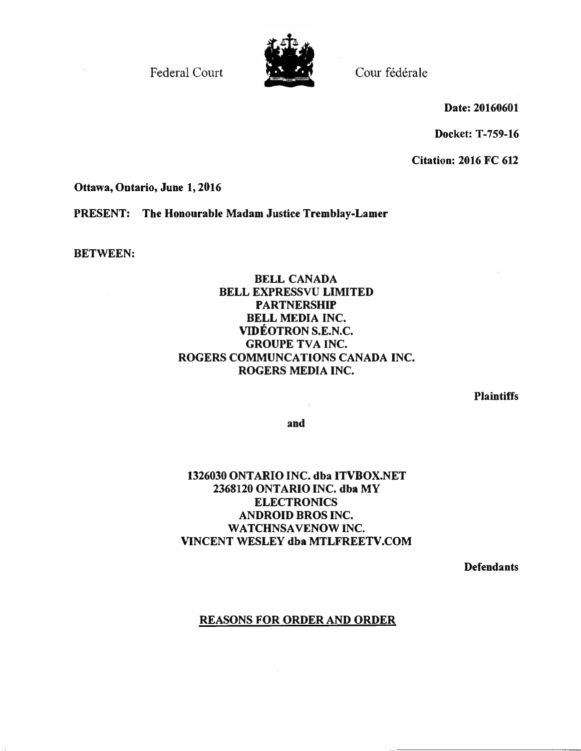Federal Court

Cour fédérale

**Date: 20160601**

**Docket: T-759-16**

**Citation: 2016 FC 612**

**Ottawa, Ontario, June 1, 2016**

**PRESENT: The Honourable Madam Justice Tremblay-Lamer**

**BETWEEN:**

**BELL CANADA**
**BELL EXPRESSVU LIMITED PARTNERSHIP**
**BELL MEDIA INC.**
**VIDÉOTRON S.E.N.C.**
**GROUPE TVA INC.**
**ROGERS COMMUNCATIONS CANADA INC.**
**ROGERS MEDIA INC.**

**Plaintiffs**

**and**

**1326030 ONTARIO INC. dba ITVBOX.NET**
**2368120 ONTARIO INC. dba MY ELECTRONICS**
**ANDROID BROS INC.**
**WATCHNSAVENOW INC.**
**VINCENT WESLEY dba MTLFREETV.COM**

**Defendants**

## REASONS FOR ORDER AND ORDER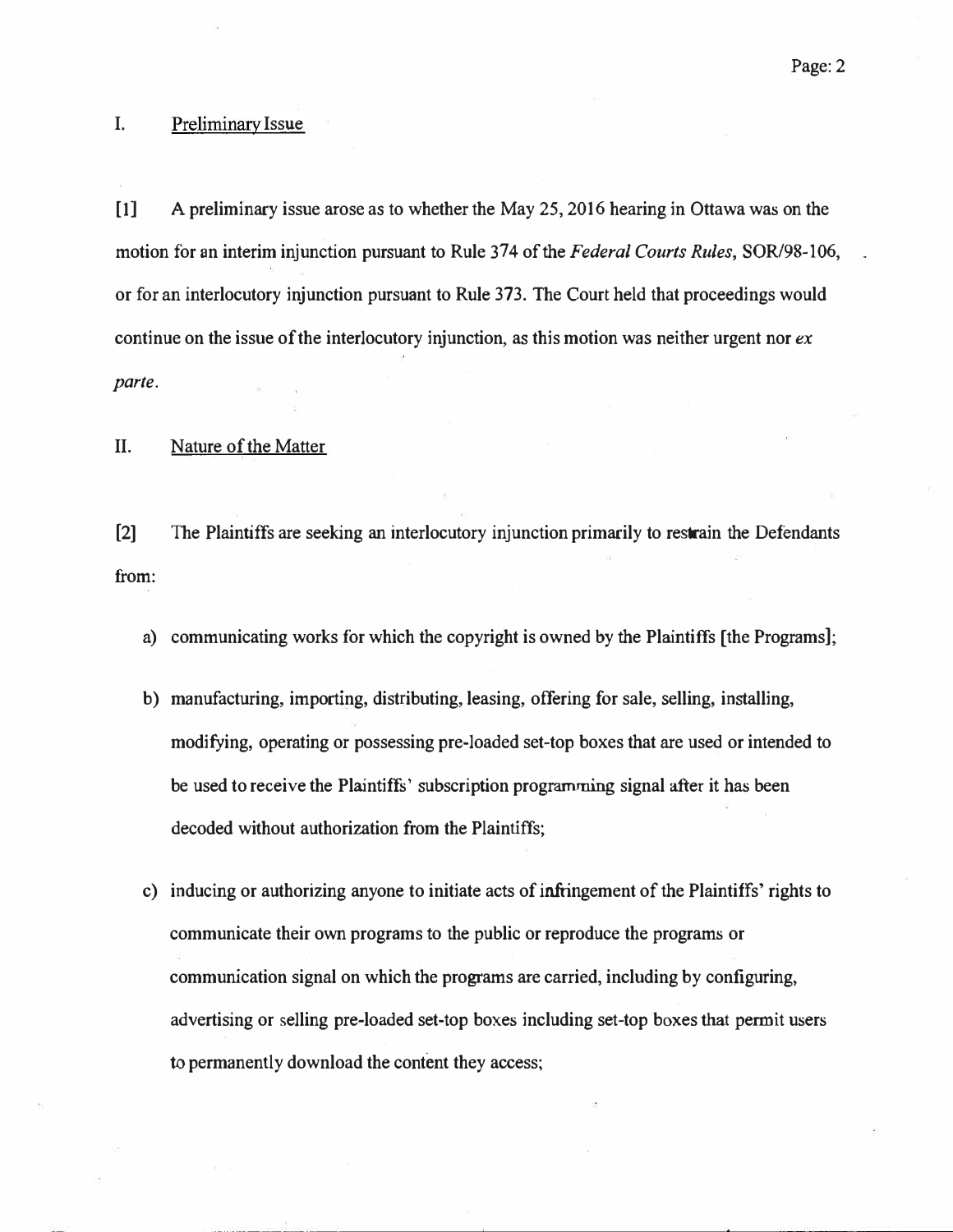## I. Preliminary Issue

[1] A preliminary issue arose as to whether the May 25, 2016 hearing in Ottawa was on the motion for an interim injunction pursuant to Rule 374 of the *Federal Courts Rules*, SOR/98-106, or for an interlocutory injunction pursuant to Rule 373. The Court held that proceedings would continue on the issue of the interlocutory injunction, as this motion was neither urgent nor *ex parte*.

## II. Nature of the Matter

[2] The Plaintiffs are seeking an interlocutory injunction primarily to restrain the Defendants from:

a) communicating works for which the copyright is owned by the Plaintiffs [the Programs];

b) manufacturing, importing, distributing, leasing, offering for sale, selling, installing, modifying, operating or possessing pre-loaded set-top boxes that are used or intended to be used to receive the Plaintiffs' subscription programming signal after it has been decoded without authorization from the Plaintiffs;

c) inducing or authorizing anyone to initiate acts of infringement of the Plaintiffs' rights to communicate their own programs to the public or reproduce the programs or communication signal on which the programs are carried, including by configuring, advertising or selling pre-loaded set-top boxes including set-top boxes that permit users to permanently download the content they access;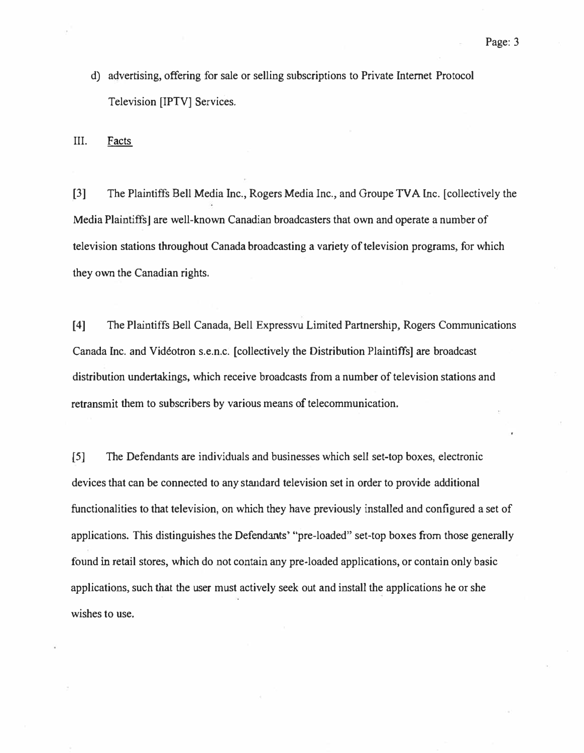d) advertising, offering for sale or selling subscriptions to Private Internet Protocol Television [IPTV] Services.

## III. Facts

[3] The Plaintiffs Bell Media Inc., Rogers Media Inc., and Groupe TVA Inc. [collectively the Media Plaintiffs] are well-known Canadian broadcasters that own and operate a number of television stations throughout Canada broadcasting a variety of television programs, for which they own the Canadian rights.

[4] The Plaintiffs Bell Canada, Bell Expressvu Limited Partnership, Rogers Communications Canada Inc. and Vidéotron s.e.n.c. [collectively the Distribution Plaintiffs] are broadcast distribution undertakings, which receive broadcasts from a number of television stations and retransmit them to subscribers by various means of telecommunication.

[5] The Defendants are individuals and businesses which sell set-top boxes, electronic devices that can be connected to any standard television set in order to provide additional functionalities to that television, on which they have previously installed and configured a set of applications. This distinguishes the Defendants' "pre-loaded" set-top boxes from those generally found in retail stores, which do not contain any pre-loaded applications, or contain only basic applications, such that the user must actively seek out and install the applications he or she wishes to use.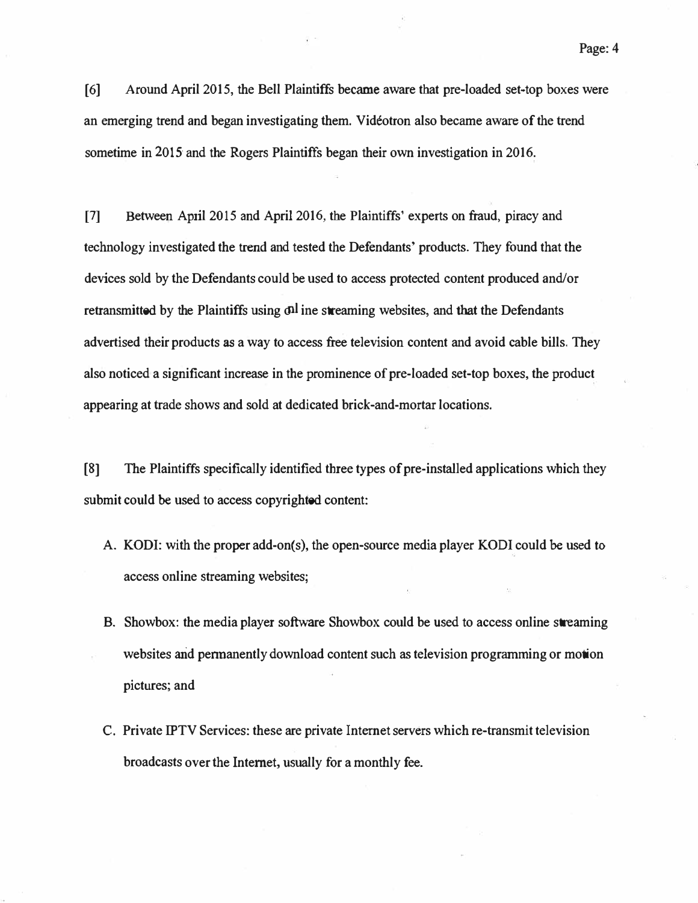[6] Around April 2015, the Bell Plaintiffs became aware that pre-loaded set-top boxes were an emerging trend and began investigating them. Vidéotron also became aware of the trend sometime in 2015 and the Rogers Plaintiffs began their own investigation in 2016.

[7] Between April 2015 and April 2016, the Plaintiffs' experts on fraud, piracy and technology investigated the trend and tested the Defendants' products. They found that the devices sold by the Defendants could be used to access protected content produced and/or retransmitted by the Plaintiffs using online streaming websites, and that the Defendants advertised their products as a way to access free television content and avoid cable bills. They also noticed a significant increase in the prominence of pre-loaded set-top boxes, the product appearing at trade shows and sold at dedicated brick-and-mortar locations.

[8] The Plaintiffs specifically identified three types of pre-installed applications which they submit could be used to access copyrighted content:

A. KODI: with the proper add-on(s), the open-source media player KODI could be used to access online streaming websites;

B. Showbox: the media player software Showbox could be used to access online streaming websites and permanently download content such as television programming or motion pictures; and

C. Private IPTV Services: these are private Internet servers which re-transmit television broadcasts over the Internet, usually for a monthly fee.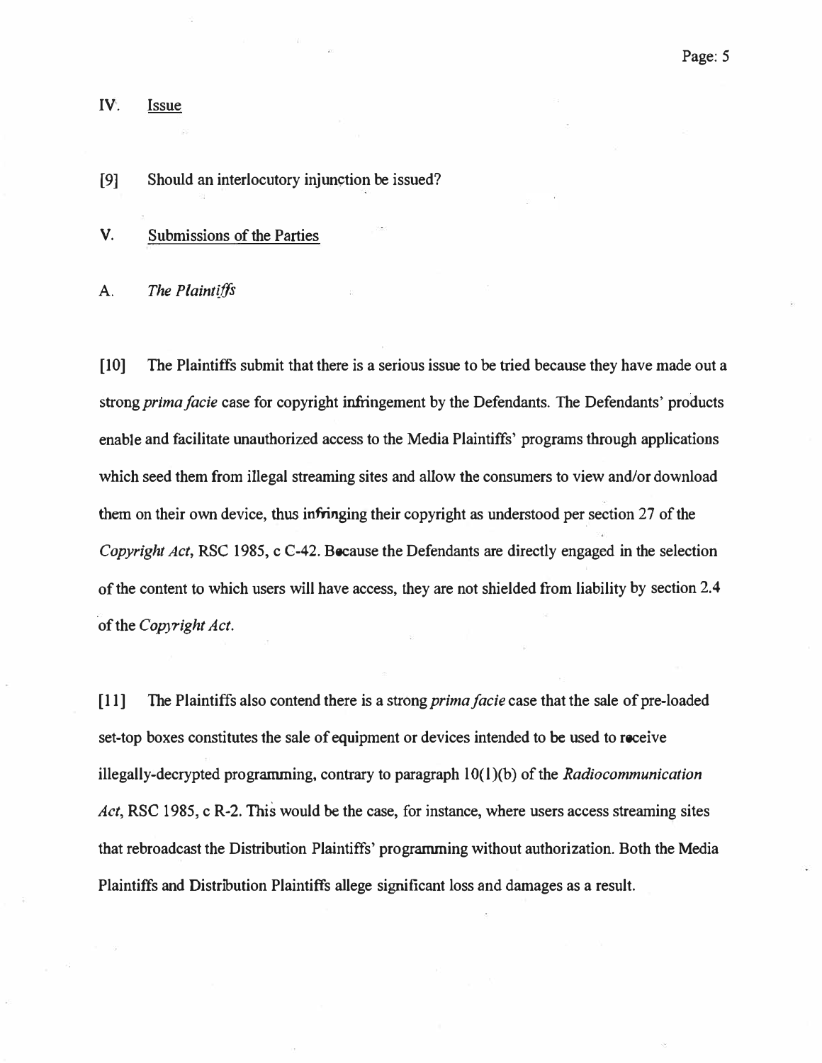## IV. Issue

[9] Should an interlocutory injunction be issued?

## V. Submissions of the Parties

### A. *The Plaintiffs*

[10] The Plaintiffs submit that there is a serious issue to be tried because they have made out a strong *prima facie* case for copyright infringement by the Defendants. The Defendants' products enable and facilitate unauthorized access to the Media Plaintiffs' programs through applications which seed them from illegal streaming sites and allow the consumers to view and/or download them on their own device, thus infringing their copyright as understood per section 27 of the *Copyright Act*, RSC 1985, c C-42. Because the Defendants are directly engaged in the selection of the content to which users will have access, they are not shielded from liability by section 2.4 of the *Copyright Act*.

[11] The Plaintiffs also contend there is a strong *prima facie* case that the sale of pre-loaded set-top boxes constitutes the sale of equipment or devices intended to be used to receive illegally-decrypted programming, contrary to paragraph 10(1)(b) of the *Radiocommunication Act*, RSC 1985, c R-2. This would be the case, for instance, where users access streaming sites that rebroadcast the Distribution Plaintiffs' programming without authorization. Both the Media Plaintiffs and Distribution Plaintiffs allege significant loss and damages as a result.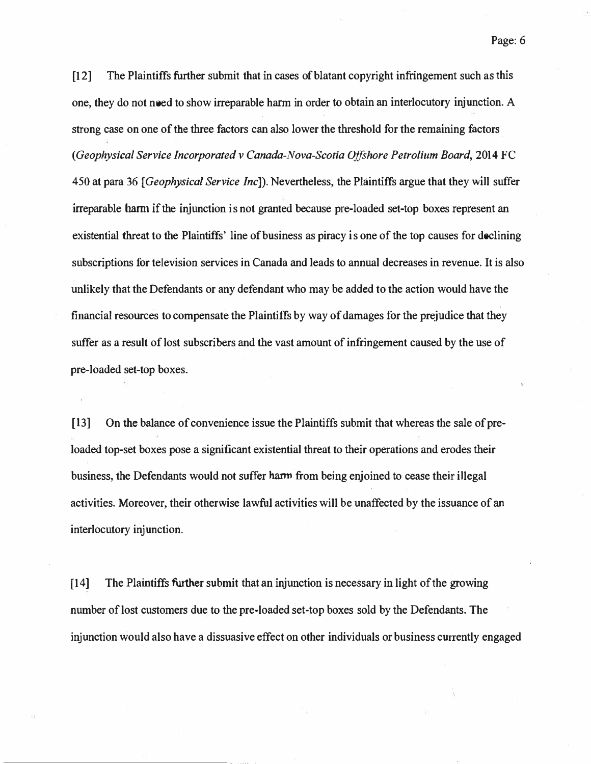[12] The Plaintiffs further submit that in cases of blatant copyright infringement such as this one, they do not need to show irreparable harm in order to obtain an interlocutory injunction. A strong case on one of the three factors can also lower the threshold for the remaining factors (*Geophysical Service Incorporated v Canada-Nova-Scotia Offshore Petrolium Board*, 2014 FC 450 at para 36 [*Geophysical Service Inc*]). Nevertheless, the Plaintiffs argue that they will suffer irreparable harm if the injunction is not granted because pre-loaded set-top boxes represent an existential threat to the Plaintiffs' line of business as piracy is one of the top causes for declining subscriptions for television services in Canada and leads to annual decreases in revenue. It is also unlikely that the Defendants or any defendant who may be added to the action would have the financial resources to compensate the Plaintiffs by way of damages for the prejudice that they suffer as a result of lost subscribers and the vast amount of infringement caused by the use of pre-loaded set-top boxes.

[13] On the balance of convenience issue the Plaintiffs submit that whereas the sale of pre-loaded top-set boxes pose a significant existential threat to their operations and erodes their business, the Defendants would not suffer harm from being enjoined to cease their illegal activities. Moreover, their otherwise lawful activities will be unaffected by the issuance of an interlocutory injunction.

[14] The Plaintiffs further submit that an injunction is necessary in light of the growing number of lost customers due to the pre-loaded set-top boxes sold by the Defendants. The injunction would also have a dissuasive effect on other individuals or business currently engaged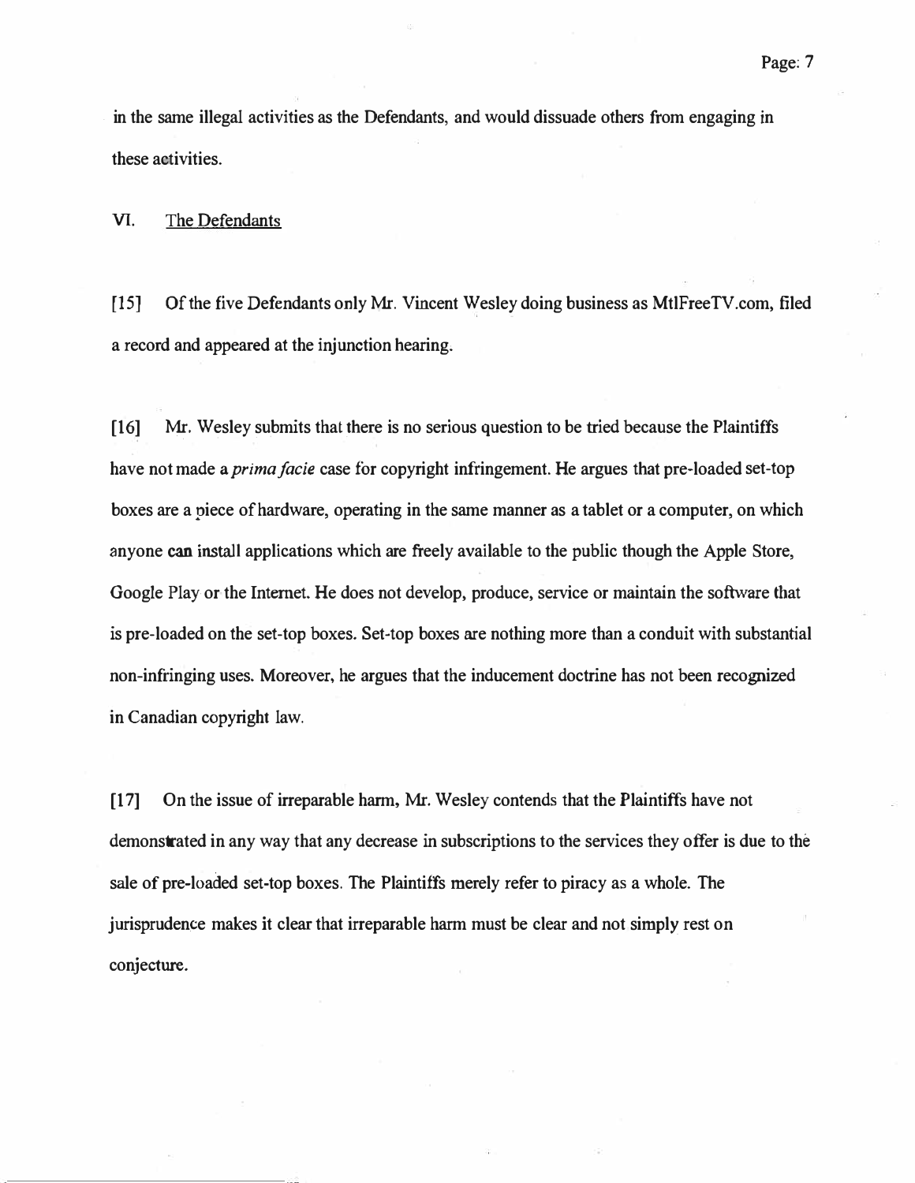in the same illegal activities as the Defendants, and would dissuade others from engaging in these activities.

## VI. The Defendants

[15] Of the five Defendants only Mr. Vincent Wesley doing business as MtlFreeTV.com, filed a record and appeared at the injunction hearing.

[16] Mr. Wesley submits that there is no serious question to be tried because the Plaintiffs have not made a *prima facie* case for copyright infringement. He argues that pre-loaded set-top boxes are a piece of hardware, operating in the same manner as a tablet or a computer, on which anyone can install applications which are freely available to the public though the Apple Store, Google Play or the Internet. He does not develop, produce, service or maintain the software that is pre-loaded on the set-top boxes. Set-top boxes are nothing more than a conduit with substantial non-infringing uses. Moreover, he argues that the inducement doctrine has not been recognized in Canadian copyright law.

[17] On the issue of irreparable harm, Mr. Wesley contends that the Plaintiffs have not demonstrated in any way that any decrease in subscriptions to the services they offer is due to the sale of pre-loaded set-top boxes. The Plaintiffs merely refer to piracy as a whole. The jurisprudence makes it clear that irreparable harm must be clear and not simply rest on conjecture.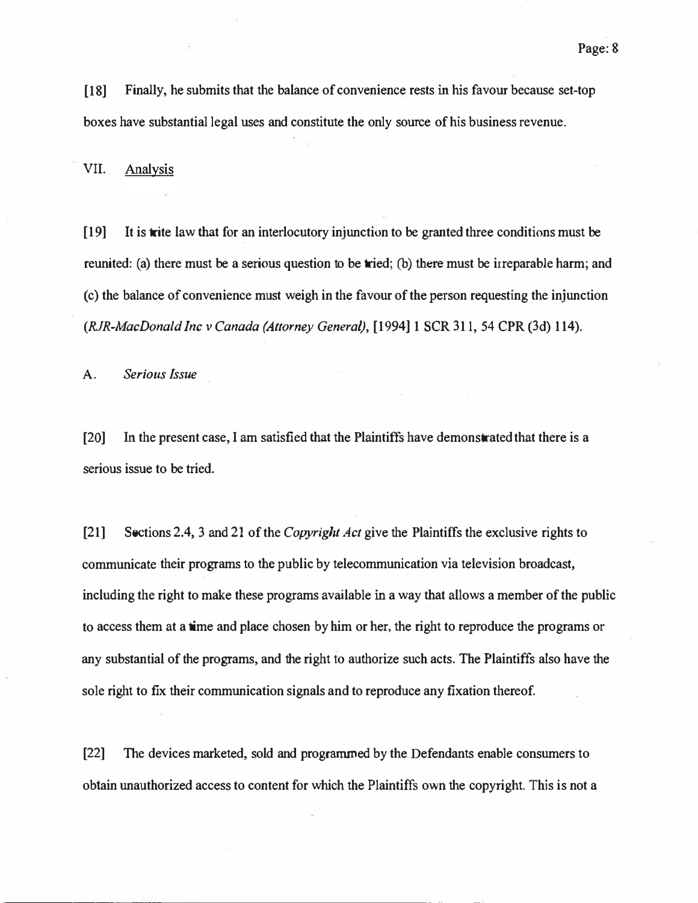[18] Finally, he submits that the balance of convenience rests in his favour because set-top boxes have substantial legal uses and constitute the only source of his business revenue.

## VII. Analysis

[19] It is trite law that for an interlocutory injunction to be granted three conditions must be reunited: (a) there must be a serious question to be tried; (b) there must be irreparable harm; and (c) the balance of convenience must weigh in the favour of the person requesting the injunction (*RJR-MacDonald Inc v Canada (Attorney General)*, [1994] 1 SCR 311, 54 CPR (3d) 114).

### A. *Serious Issue*

[20] In the present case, I am satisfied that the Plaintiffs have demonstrated that there is a serious issue to be tried.

[21] Sections 2.4, 3 and 21 of the *Copyright Act* give the Plaintiffs the exclusive rights to communicate their programs to the public by telecommunication via television broadcast, including the right to make these programs available in a way that allows a member of the public to access them at a time and place chosen by him or her, the right to reproduce the programs or any substantial of the programs, and the right to authorize such acts. The Plaintiffs also have the sole right to fix their communication signals and to reproduce any fixation thereof.

[22] The devices marketed, sold and programmed by the Defendants enable consumers to obtain unauthorized access to content for which the Plaintiffs own the copyright. This is not a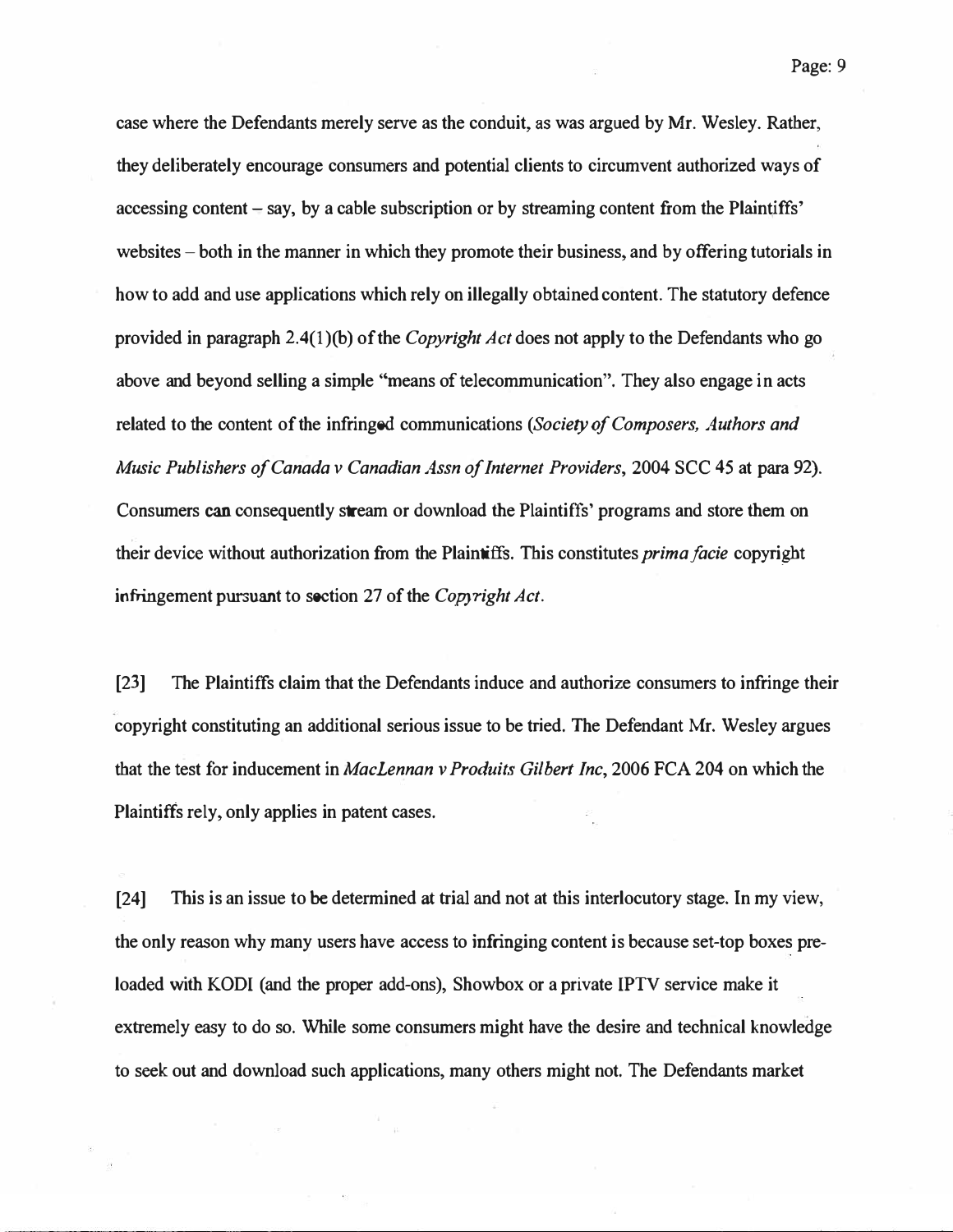case where the Defendants merely serve as the conduit, as was argued by Mr. Wesley. Rather, they deliberately encourage consumers and potential clients to circumvent authorized ways of accessing content – say, by a cable subscription or by streaming content from the Plaintiffs' websites – both in the manner in which they promote their business, and by offering tutorials in how to add and use applications which rely on illegally obtained content. The statutory defence provided in paragraph 2.4(1)(b) of the *Copyright Act* does not apply to the Defendants who go above and beyond selling a simple "means of telecommunication". They also engage in acts related to the content of the infringed communications (*Society of Composers, Authors and Music Publishers of Canada v Canadian Assn of Internet Providers*, 2004 SCC 45 at para 92). Consumers can consequently stream or download the Plaintiffs' programs and store them on their device without authorization from the Plaintiffs. This constitutes *prima facie* copyright infringement pursuant to section 27 of the *Copyright Act*.

[23] The Plaintiffs claim that the Defendants induce and authorize consumers to infringe their copyright constituting an additional serious issue to be tried. The Defendant Mr. Wesley argues that the test for inducement in *MacLennan v Produits Gilbert Inc*, 2006 FCA 204 on which the Plaintiffs rely, only applies in patent cases.

[24] This is an issue to be determined at trial and not at this interlocutory stage. In my view, the only reason why many users have access to infringing content is because set-top boxes pre-loaded with KODI (and the proper add-ons), Showbox or a private IPTV service make it extremely easy to do so. While some consumers might have the desire and technical knowledge to seek out and download such applications, many others might not. The Defendants market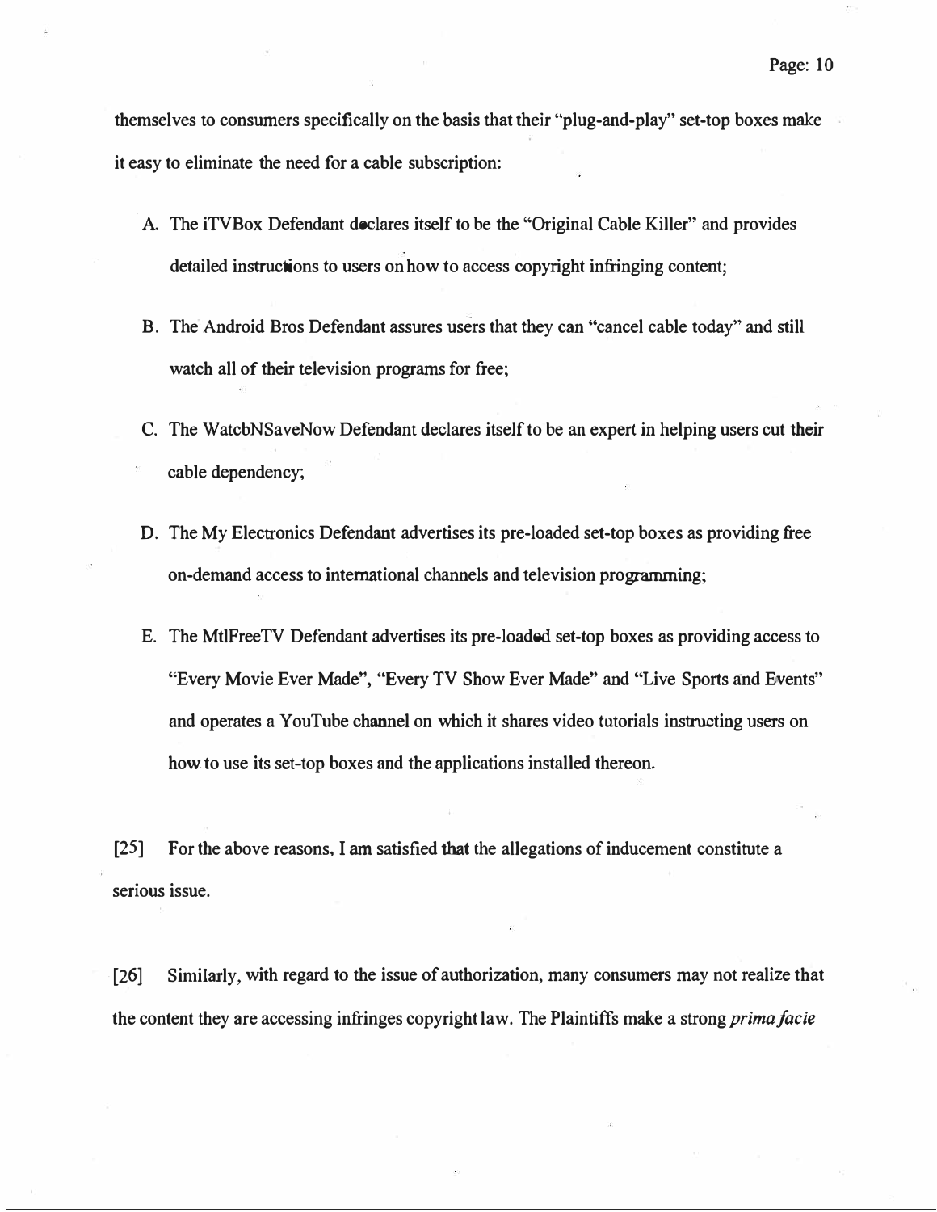themselves to consumers specifically on the basis that their "plug-and-play" set-top boxes make it easy to eliminate the need for a cable subscription:

A. The iTVBox Defendant declares itself to be the "Original Cable Killer" and provides detailed instructions to users on how to access copyright infringing content;

B. The Android Bros Defendant assures users that they can "cancel cable today" and still watch all of their television programs for free;

C. The WatcbNSaveNow Defendant declares itself to be an expert in helping users cut their cable dependency;

D. The My Electronics Defendant advertises its pre-loaded set-top boxes as providing free on-demand access to international channels and television programming;

E. The MtlFreeTV Defendant advertises its pre-loaded set-top boxes as providing access to "Every Movie Ever Made", "Every TV Show Ever Made" and "Live Sports and Events" and operates a YouTube channel on which it shares video tutorials instructing users on how to use its set-top boxes and the applications installed thereon.

[25] For the above reasons, I am satisfied that the allegations of inducement constitute a serious issue.

[26] Similarly, with regard to the issue of authorization, many consumers may not realize that the content they are accessing infringes copyright law. The Plaintiffs make a strong *prima facie*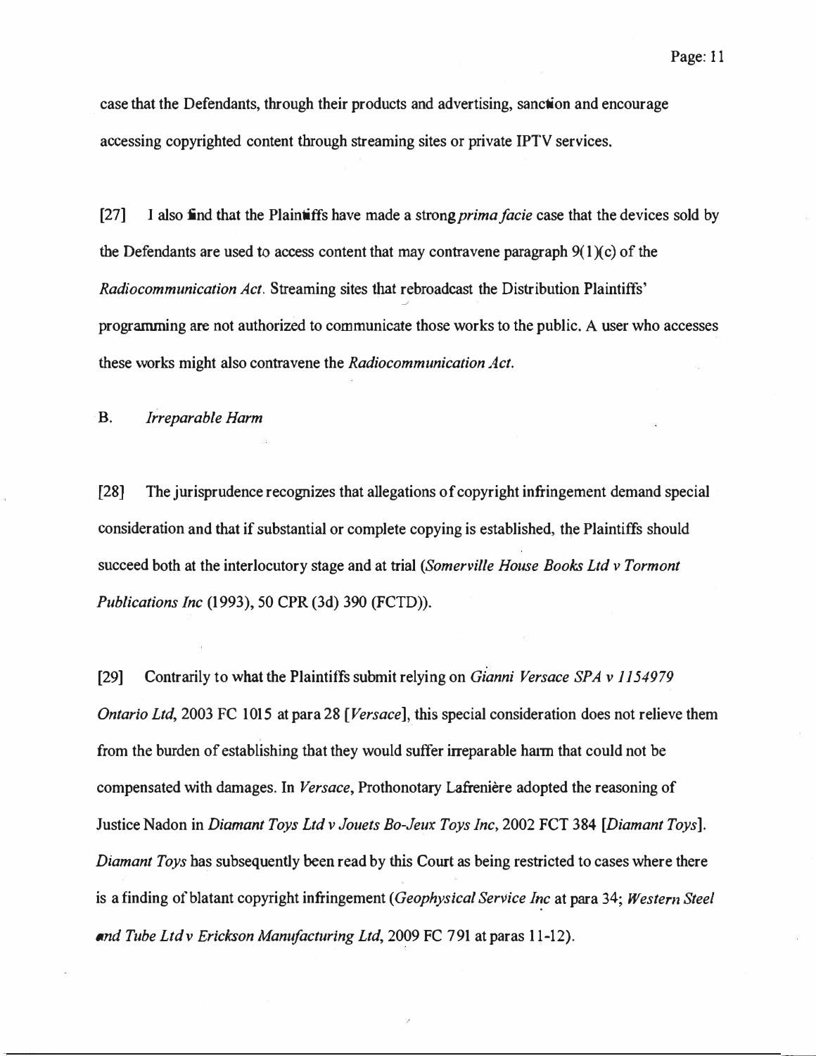case that the Defendants, through their products and advertising, sanction and encourage accessing copyrighted content through streaming sites or private IPTV services.

[27] I also find that the Plaintiffs have made a strong *prima facie* case that the devices sold by the Defendants are used to access content that may contravene paragraph 9(1)(c) of the *Radiocommunication Act*. Streaming sites that rebroadcast the Distribution Plaintiffs' programming are not authorized to communicate those works to the public. A user who accesses these works might also contravene the *Radiocommunication Act*.

### B. *Irreparable Harm*

[28] The jurisprudence recognizes that allegations of copyright infringement demand special consideration and that if substantial or complete copying is established, the Plaintiffs should succeed both at the interlocutory stage and at trial (*Somerville House Books Ltd v Tormont Publications Inc* (1993), 50 CPR (3d) 390 (FCTD)).

[29] Contrarily to what the Plaintiffs submit relying on *Gianni Versace SPA v 1154979 Ontario Ltd*, 2003 FC 1015 at para 28 [*Versace*], this special consideration does not relieve them from the burden of establishing that they would suffer irreparable harm that could not be compensated with damages. In *Versace*, Prothonotary Lafrenière adopted the reasoning of Justice Nadon in *Diamant Toys Ltd v Jouets Bo-Jeux Toys Inc*, 2002 FCT 384 [*Diamant Toys*]. *Diamant Toys* has subsequently been read by this Court as being restricted to cases where there is a finding of blatant copyright infringement (*Geophysical Service Inc* at para 34; *Western Steel and Tube Ltd v Erickson Manufacturing Ltd*, 2009 FC 791 at paras 11-12).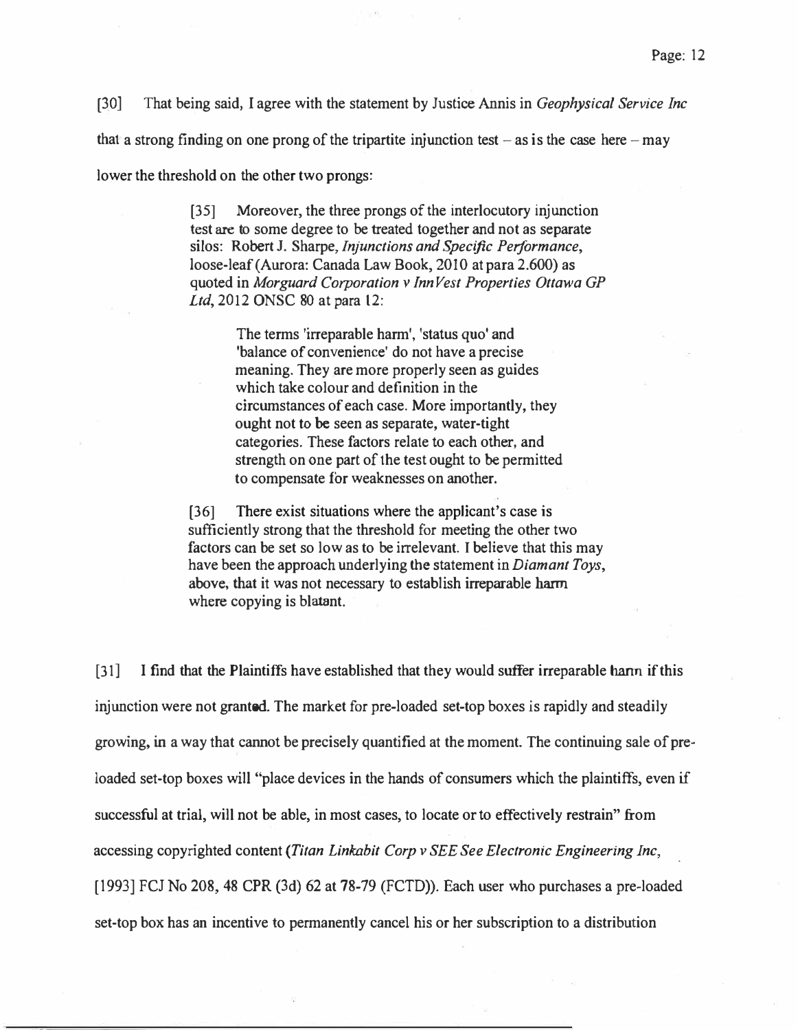[30] That being said, I agree with the statement by Justice Annis in *Geophysical Service Inc* that a strong finding on one prong of the tripartite injunction test – as is the case here – may lower the threshold on the other two prongs:

> [35] Moreover, the three prongs of the interlocutory injunction test are to some degree to be treated together and not as separate silos: Robert J. Sharpe, *Injunctions and Specific Performance*, loose-leaf (Aurora: Canada Law Book, 2010 at para 2.600) as quoted in *Morguard Corporation v InnVest Properties Ottawa GP Ltd*, 2012 ONSC 80 at para 12:
>
> > The terms 'irreparable harm', 'status quo' and 'balance of convenience' do not have a precise meaning. They are more properly seen as guides which take colour and definition in the circumstances of each case. More importantly, they ought not to be seen as separate, water-tight categories. These factors relate to each other, and strength on one part of the test ought to be permitted to compensate for weaknesses on another.
>
> [36] There exist situations where the applicant's case is sufficiently strong that the threshold for meeting the other two factors can be set so low as to be irrelevant. I believe that this may have been the approach underlying the statement in *Diamant Toys*, above, that it was not necessary to establish irreparable harm where copying is blatant.

[31] I find that the Plaintiffs have established that they would suffer irreparable harm if this injunction were not granted. The market for pre-loaded set-top boxes is rapidly and steadily growing, in a way that cannot be precisely quantified at the moment. The continuing sale of pre-loaded set-top boxes will "place devices in the hands of consumers which the plaintiffs, even if successful at trial, will not be able, in most cases, to locate or to effectively restrain" from accessing copyrighted content (*Titan Linkabit Corp v SEE See Electronic Engineering Inc*, [1993] FCJ No 208, 48 CPR (3d) 62 at 78-79 (FCTD)). Each user who purchases a pre-loaded set-top box has an incentive to permanently cancel his or her subscription to a distribution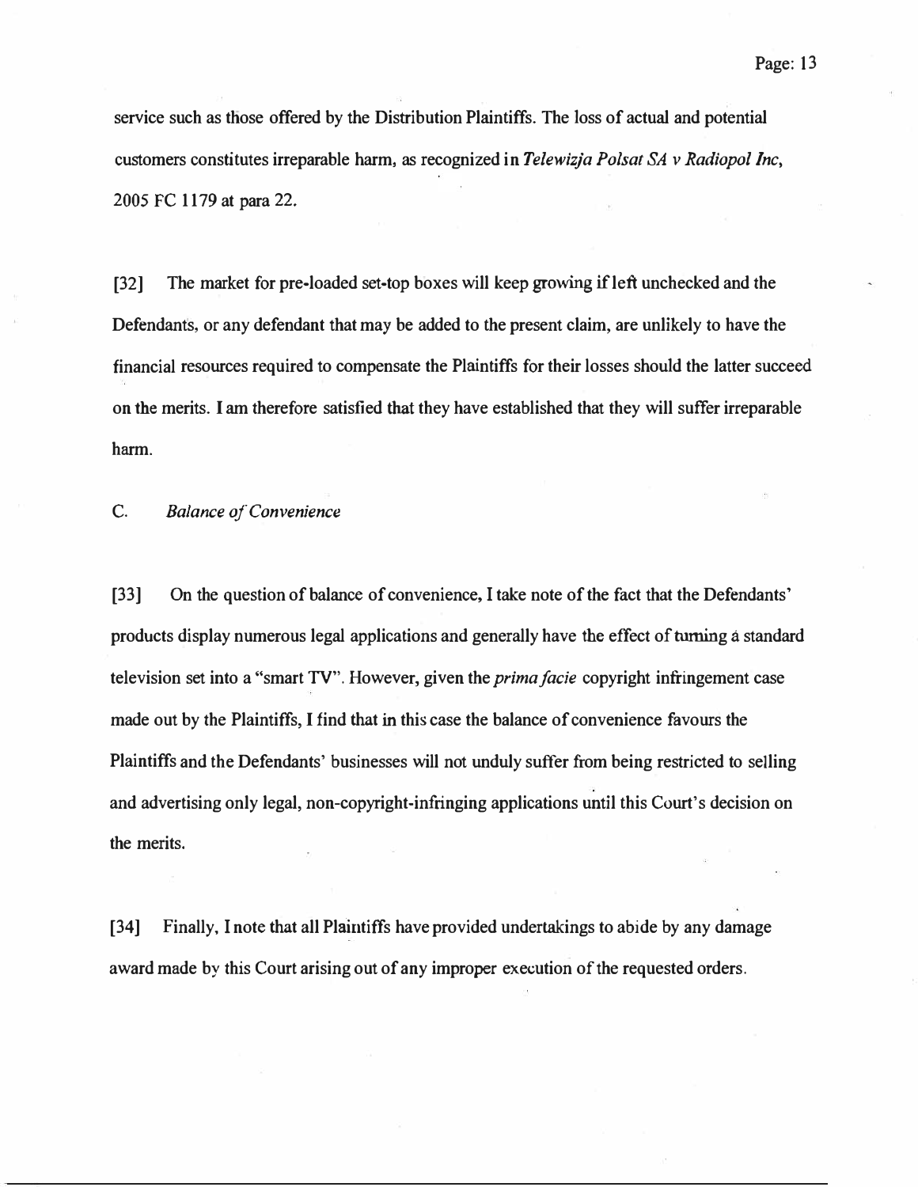service such as those offered by the Distribution Plaintiffs. The loss of actual and potential customers constitutes irreparable harm, as recognized in *Telewizja Polsat SA v Radiopol Inc*, 2005 FC 1179 at para 22.

[32] The market for pre-loaded set-top boxes will keep growing if left unchecked and the Defendants, or any defendant that may be added to the present claim, are unlikely to have the financial resources required to compensate the Plaintiffs for their losses should the latter succeed on the merits. I am therefore satisfied that they have established that they will suffer irreparable harm.

C. *Balance of Convenience*

[33] On the question of balance of convenience, I take note of the fact that the Defendants' products display numerous legal applications and generally have the effect of turning a standard television set into a "smart TV". However, given the *prima facie* copyright infringement case made out by the Plaintiffs, I find that in this case the balance of convenience favours the Plaintiffs and the Defendants' businesses will not unduly suffer from being restricted to selling and advertising only legal, non-copyright-infringing applications until this Court's decision on the merits.

[34] Finally, I note that all Plaintiffs have provided undertakings to abide by any damage award made by this Court arising out of any improper execution of the requested orders.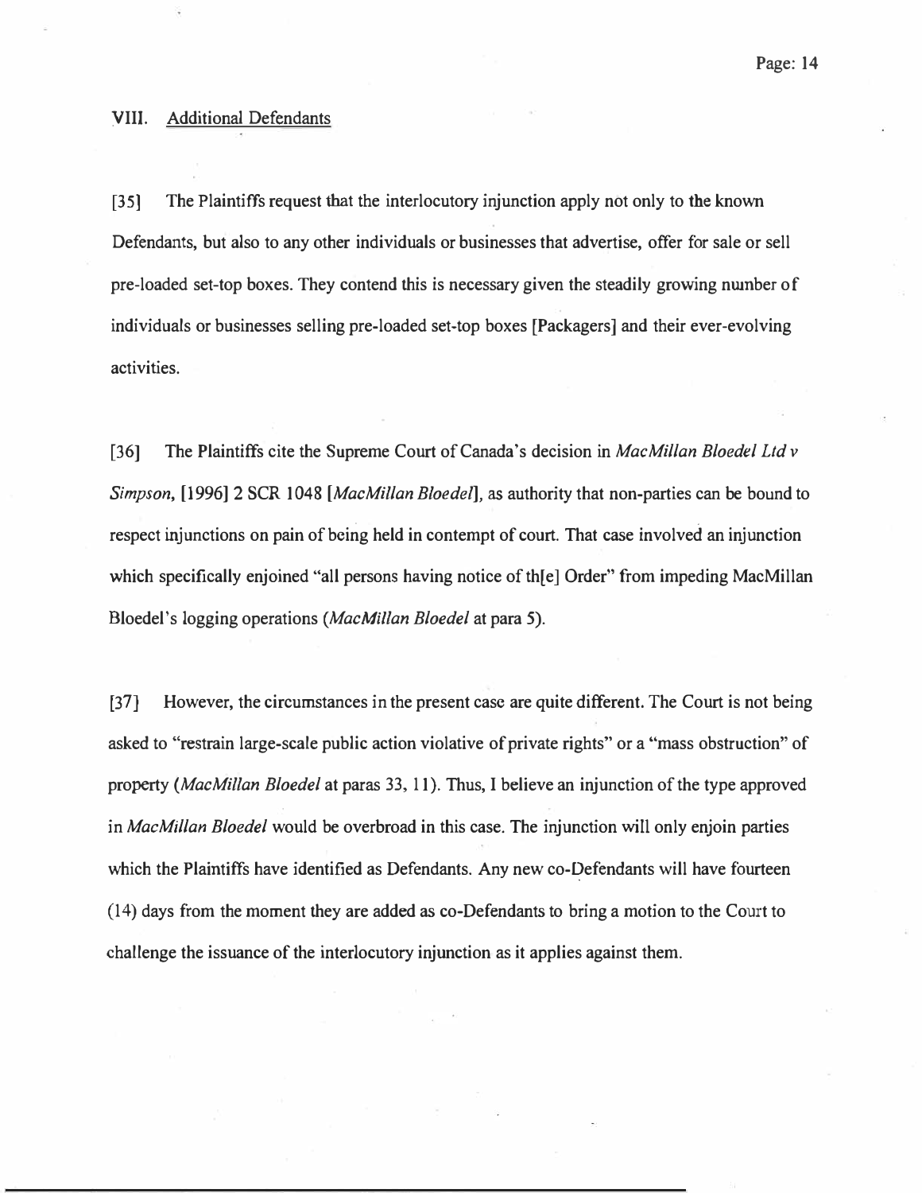## VIII. Additional Defendants

[35] The Plaintiffs request that the interlocutory injunction apply not only to the known Defendants, but also to any other individuals or businesses that advertise, offer for sale or sell pre-loaded set-top boxes. They contend this is necessary given the steadily growing number of individuals or businesses selling pre-loaded set-top boxes [Packagers] and their ever-evolving activities.

[36] The Plaintiffs cite the Supreme Court of Canada's decision in *MacMillan Bloedel Ltd v Simpson*, [1996] 2 SCR 1048 [*MacMillan Bloedel*], as authority that non-parties can be bound to respect injunctions on pain of being held in contempt of court. That case involved an injunction which specifically enjoined "all persons having notice of th[e] Order" from impeding MacMillan Bloedel's logging operations (*MacMillan Bloedel* at para 5).

[37] However, the circumstances in the present case are quite different. The Court is not being asked to "restrain large-scale public action violative of private rights" or a "mass obstruction" of property (*MacMillan Bloedel* at paras 33, 11). Thus, I believe an injunction of the type approved in *MacMillan Bloedel* would be overbroad in this case. The injunction will only enjoin parties which the Plaintiffs have identified as Defendants. Any new co-Defendants will have fourteen (14) days from the moment they are added as co-Defendants to bring a motion to the Court to challenge the issuance of the interlocutory injunction as it applies against them.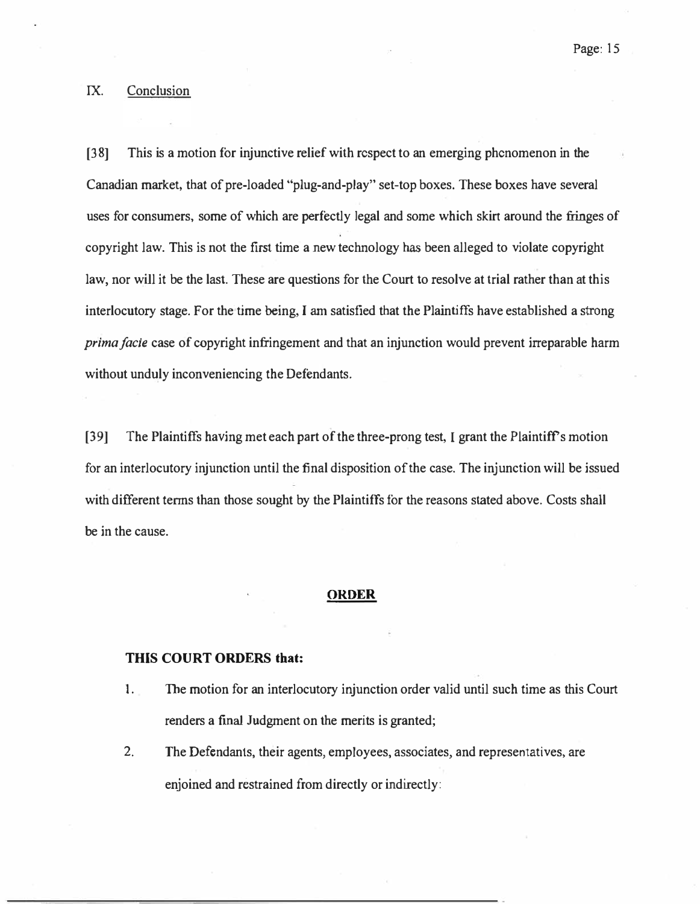## IX. Conclusion

[38] This is a motion for injunctive relief with respect to an emerging phenomenon in the Canadian market, that of pre-loaded "plug-and-play" set-top boxes. These boxes have several uses for consumers, some of which are perfectly legal and some which skirt around the fringes of copyright law. This is not the first time a new technology has been alleged to violate copyright law, nor will it be the last. These are questions for the Court to resolve at trial rather than at this interlocutory stage. For the time being, I am satisfied that the Plaintiffs have established a strong *prima facie* case of copyright infringement and that an injunction would prevent irreparable harm without unduly inconveniencing the Defendants.

[39] The Plaintiffs having met each part of the three-prong test, I grant the Plaintiff's motion for an interlocutory injunction until the final disposition of the case. The injunction will be issued with different terms than those sought by the Plaintiffs for the reasons stated above. Costs shall be in the cause.

## ORDER

**THIS COURT ORDERS that:**

1. The motion for an interlocutory injunction order valid until such time as this Court renders a final Judgment on the merits is granted;
2. The Defendants, their agents, employees, associates, and representatives, are enjoined and restrained from directly or indirectly: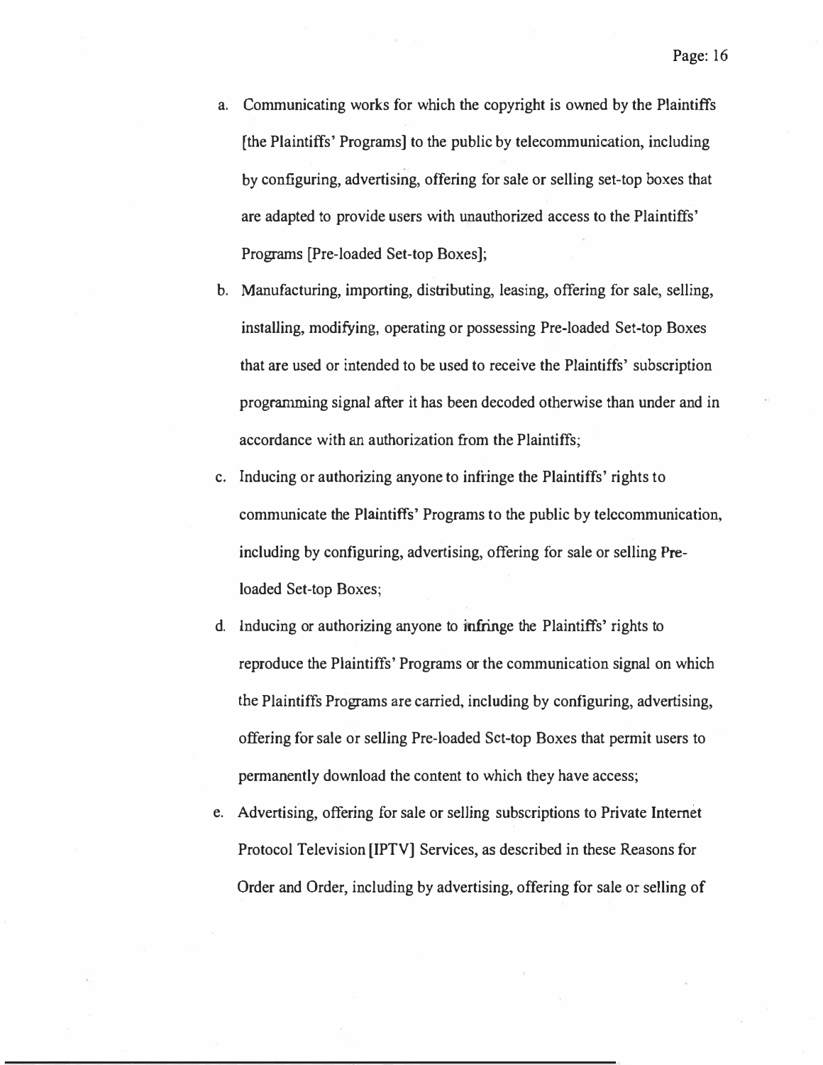a. Communicating works for which the copyright is owned by the Plaintiffs [the Plaintiffs' Programs] to the public by telecommunication, including by configuring, advertising, offering for sale or selling set-top boxes that are adapted to provide users with unauthorized access to the Plaintiffs' Programs [Pre-loaded Set-top Boxes];

b. Manufacturing, importing, distributing, leasing, offering for sale, selling, installing, modifying, operating or possessing Pre-loaded Set-top Boxes that are used or intended to be used to receive the Plaintiffs' subscription programming signal after it has been decoded otherwise than under and in accordance with an authorization from the Plaintiffs;

c. Inducing or authorizing anyone to infringe the Plaintiffs' rights to communicate the Plaintiffs' Programs to the public by telecommunication, including by configuring, advertising, offering for sale or selling Pre-loaded Set-top Boxes;

d. Inducing or authorizing anyone to infringe the Plaintiffs' rights to reproduce the Plaintiffs' Programs or the communication signal on which the Plaintiffs Programs are carried, including by configuring, advertising, offering for sale or selling Pre-loaded Set-top Boxes that permit users to permanently download the content to which they have access;

e. Advertising, offering for sale or selling subscriptions to Private Internet Protocol Television [IPTV] Services, as described in these Reasons for Order and Order, including by advertising, offering for sale or selling of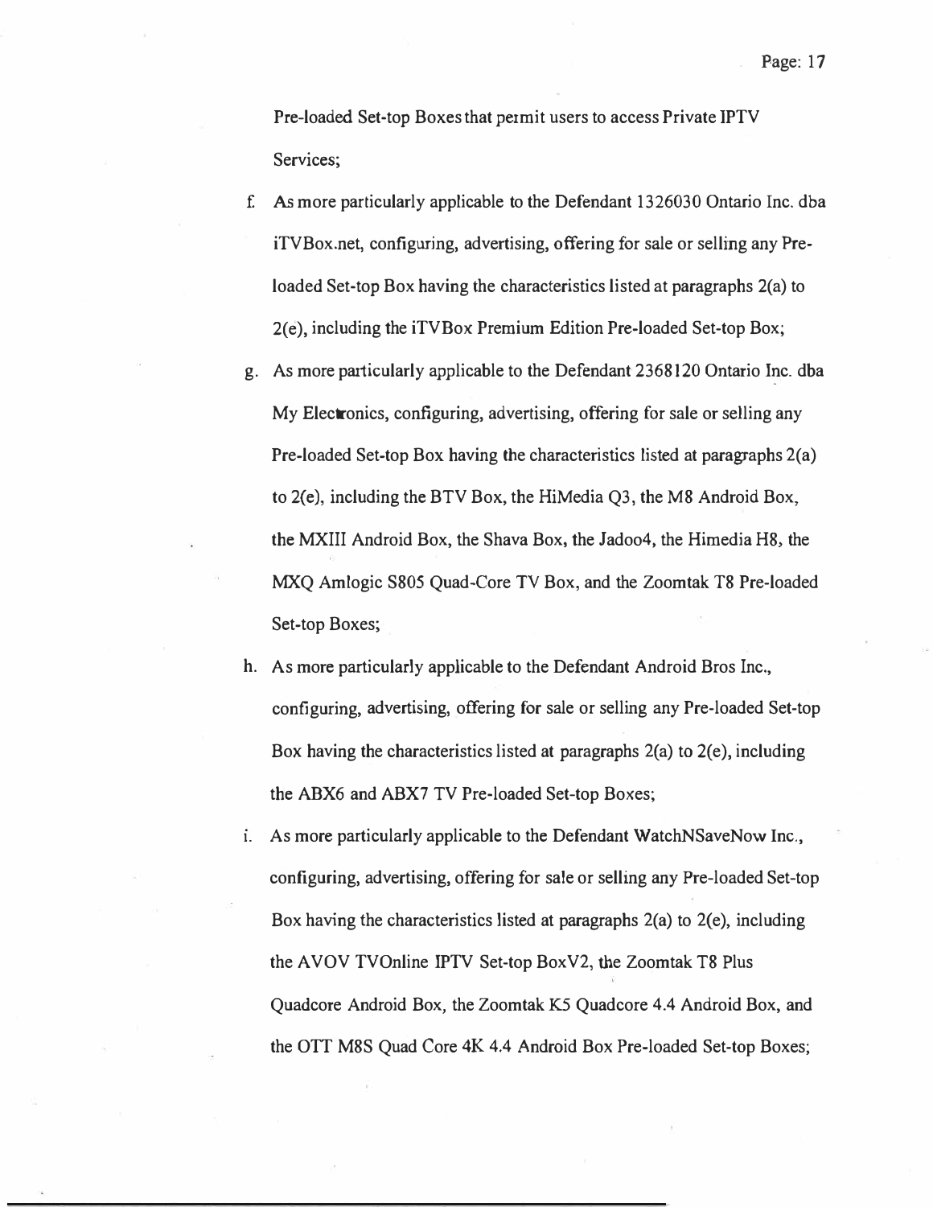Pre-loaded Set-top Boxes that permit users to access Private IPTV Services;

f. As more particularly applicable to the Defendant 1326030 Ontario Inc. dba iTVBox.net, configuring, advertising, offering for sale or selling any Pre-loaded Set-top Box having the characteristics listed at paragraphs 2(a) to 2(e), including the iTVBox Premium Edition Pre-loaded Set-top Box;

g. As more particularly applicable to the Defendant 2368120 Ontario Inc. dba My Electronics, configuring, advertising, offering for sale or selling any Pre-loaded Set-top Box having the characteristics listed at paragraphs 2(a) to 2(e), including the BTV Box, the HiMedia Q3, the M8 Android Box, the MXIII Android Box, the Shava Box, the Jadoo4, the Himedia H8, the MXQ Amlogic S805 Quad-Core TV Box, and the Zoomtak T8 Pre-loaded Set-top Boxes;

h. As more particularly applicable to the Defendant Android Bros Inc., configuring, advertising, offering for sale or selling any Pre-loaded Set-top Box having the characteristics listed at paragraphs 2(a) to 2(e), including the ABX6 and ABX7 TV Pre-loaded Set-top Boxes;

i. As more particularly applicable to the Defendant WatchNSaveNow Inc., configuring, advertising, offering for sale or selling any Pre-loaded Set-top Box having the characteristics listed at paragraphs 2(a) to 2(e), including the AVOV TVOnline IPTV Set-top BoxV2, the Zoomtak T8 Plus Quadcore Android Box, the Zoomtak K5 Quadcore 4.4 Android Box, and the OTT M8S Quad Core 4K 4.4 Android Box Pre-loaded Set-top Boxes;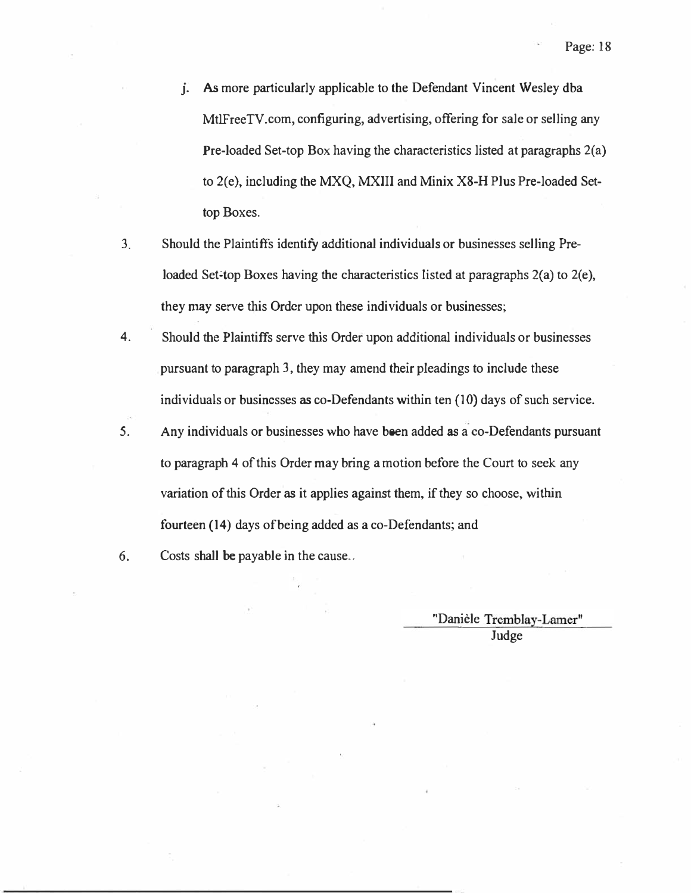j. As more particularly applicable to the Defendant Vincent Wesley dba MtlFreeTV.com, configuring, advertising, offering for sale or selling any Pre-loaded Set-top Box having the characteristics listed at paragraphs 2(a) to 2(e), including the MXQ, MXIII and Minix X8-H Plus Pre-loaded Set-top Boxes.

3. Should the Plaintiffs identify additional individuals or businesses selling Pre-loaded Set-top Boxes having the characteristics listed at paragraphs 2(a) to 2(e), they may serve this Order upon these individuals or businesses;

4. Should the Plaintiffs serve this Order upon additional individuals or businesses pursuant to paragraph 3, they may amend their pleadings to include these individuals or businesses as co-Defendants within ten (10) days of such service.

5. Any individuals or businesses who have been added as a co-Defendants pursuant to paragraph 4 of this Order may bring a motion before the Court to seek any variation of this Order as it applies against them, if they so choose, within fourteen (14) days of being added as a co-Defendants; and

6. Costs shall be payable in the cause.

"Danièle Tremblay-Lamer"
Judge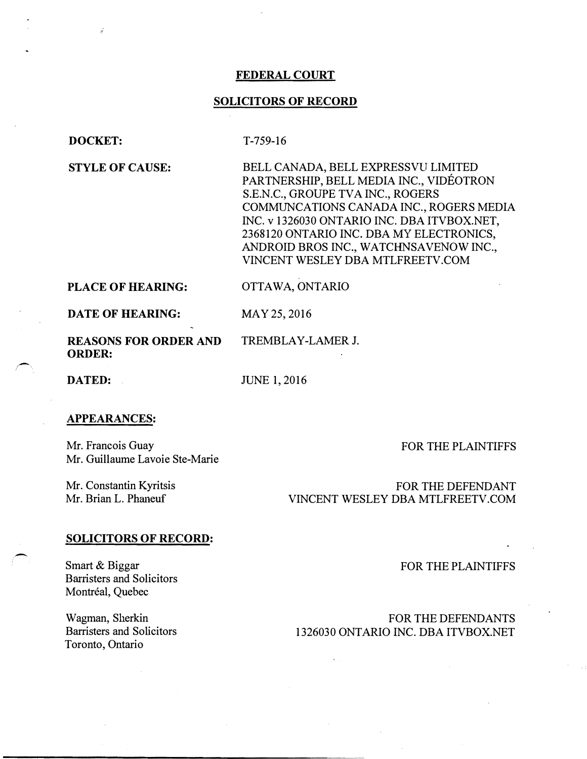**FEDERAL COURT**

**SOLICITORS OF RECORD**

| | |
|---|---|
| **DOCKET:** | T-759-16 |
| **STYLE OF CAUSE:** | BELL CANADA, BELL EXPRESSVU LIMITED PARTNERSHIP, BELL MEDIA INC., VIDÉOTRON S.E.N.C., GROUPE TVA INC., ROGERS COMMUNCATIONS CANADA INC., ROGERS MEDIA INC. v 1326030 ONTARIO INC. DBA ITVBOX.NET, 2368120 ONTARIO INC. DBA MY ELECTRONICS, ANDROID BROS INC., WATCHNSAVENOW INC., VINCENT WESLEY DBA MTLFREETV.COM |
| **PLACE OF HEARING:** | OTTAWA, ONTARIO |
| **DATE OF HEARING:** | MAY 25, 2016 |
| **REASONS FOR ORDER AND ORDER:** | TREMBLAY-LAMER J. |
| **DATED:** | JUNE 1, 2016 |

**APPEARANCES:**

| | |
|---|---|
| Mr. Francois Guay<br>Mr. Guillaume Lavoie Ste-Marie | FOR THE PLAINTIFFS |
| Mr. Constantin Kyritsis<br>Mr. Brian L. Phaneuf | FOR THE DEFENDANT<br>VINCENT WESLEY DBA MTLFREETV.COM |

**SOLICITORS OF RECORD:**

| | |
|---|---|
| Smart & Biggar<br>Barristers and Solicitors<br>Montréal, Quebec | FOR THE PLAINTIFFS |
| Wagman, Sherkin<br>Barristers and Solicitors<br>Toronto, Ontario | FOR THE DEFENDANTS<br>1326030 ONTARIO INC. DBA ITVBOX.NET |